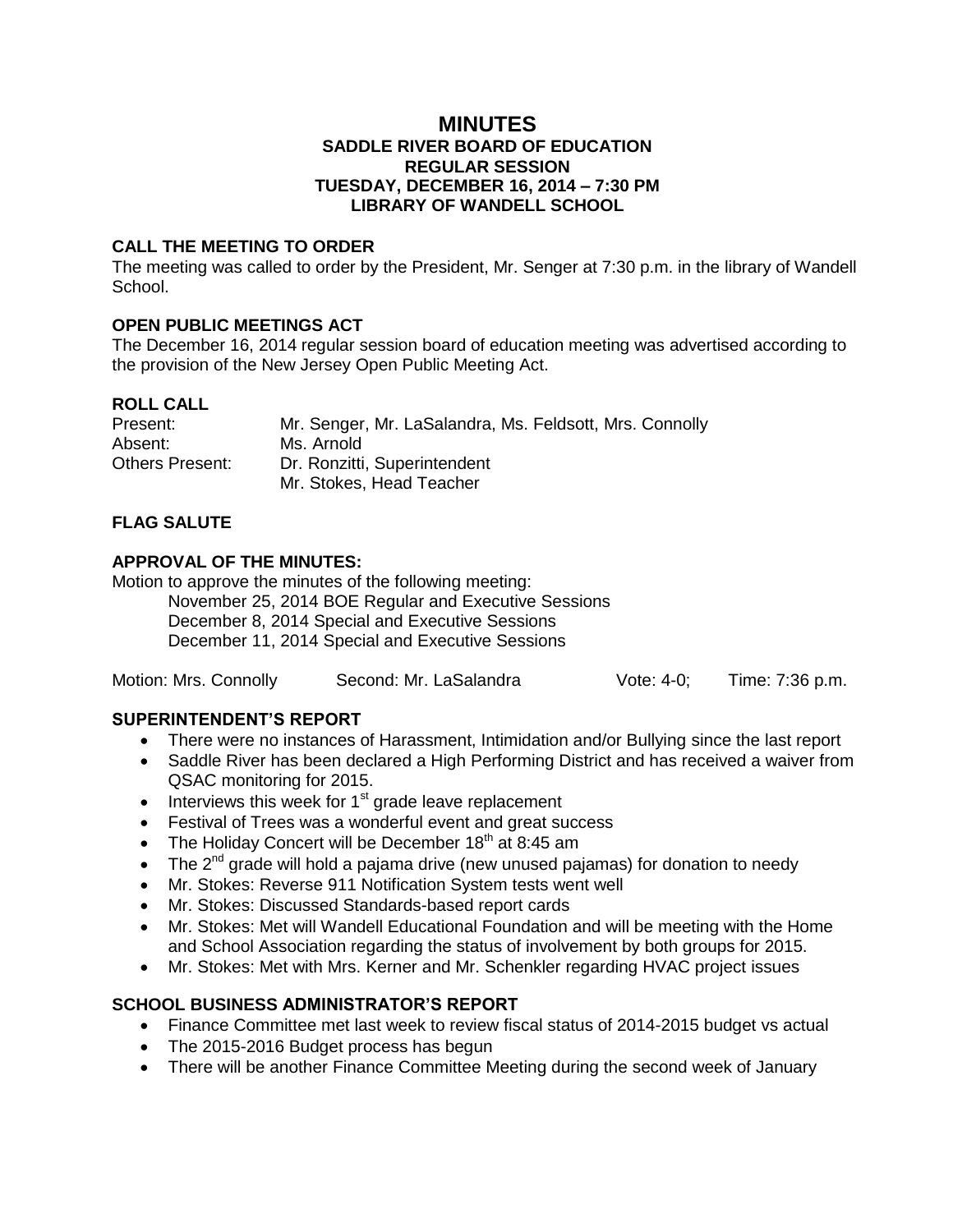# MINUTES

## SADDLE RIVER BOARD OF EDUCATION
## REGULAR SESSION
## TUESDAY, DECEMBER 16, 2014 – 7:30 PM
## LIBRARY OF WANDELL SCHOOL

### CALL THE MEETING TO ORDER

The meeting was called to order by the President, Mr. Senger at 7:30 p.m. in the library of Wandell School.

### OPEN PUBLIC MEETINGS ACT

The December 16, 2014 regular session board of education meeting was advertised according to the provision of the New Jersey Open Public Meeting Act.

### ROLL CALL

| | |
|---|---|
| Present: | Mr. Senger, Mr. LaSalandra, Ms. Feldsott, Mrs. Connolly |
| Absent: | Ms. Arnold |
| Others Present: | Dr. Ronzitti, Superintendent |
| | Mr. Stokes, Head Teacher |

### FLAG SALUTE

### APPROVAL OF THE MINUTES:

Motion to approve the minutes of the following meeting:

November 25, 2014 BOE Regular and Executive Sessions
December 8, 2014 Special and Executive Sessions
December 11, 2014 Special and Executive Sessions

Motion: Mrs. Connolly    Second: Mr. LaSalandra    Vote: 4-0;    Time: 7:36 p.m.

### SUPERINTENDENT'S REPORT

- There were no instances of Harassment, Intimidation and/or Bullying since the last report
- Saddle River has been declared a High Performing District and has received a waiver from QSAC monitoring for 2015.
- Interviews this week for 1st grade leave replacement
- Festival of Trees was a wonderful event and great success
- The Holiday Concert will be December 18th at 8:45 am
- The 2nd grade will hold a pajama drive (new unused pajamas) for donation to needy
- Mr. Stokes: Reverse 911 Notification System tests went well
- Mr. Stokes: Discussed Standards-based report cards
- Mr. Stokes: Met will Wandell Educational Foundation and will be meeting with the Home and School Association regarding the status of involvement by both groups for 2015.
- Mr. Stokes: Met with Mrs. Kerner and Mr. Schenkler regarding HVAC project issues

### SCHOOL BUSINESS ADMINISTRATOR'S REPORT

- Finance Committee met last week to review fiscal status of 2014-2015 budget vs actual
- The 2015-2016 Budget process has begun
- There will be another Finance Committee Meeting during the second week of January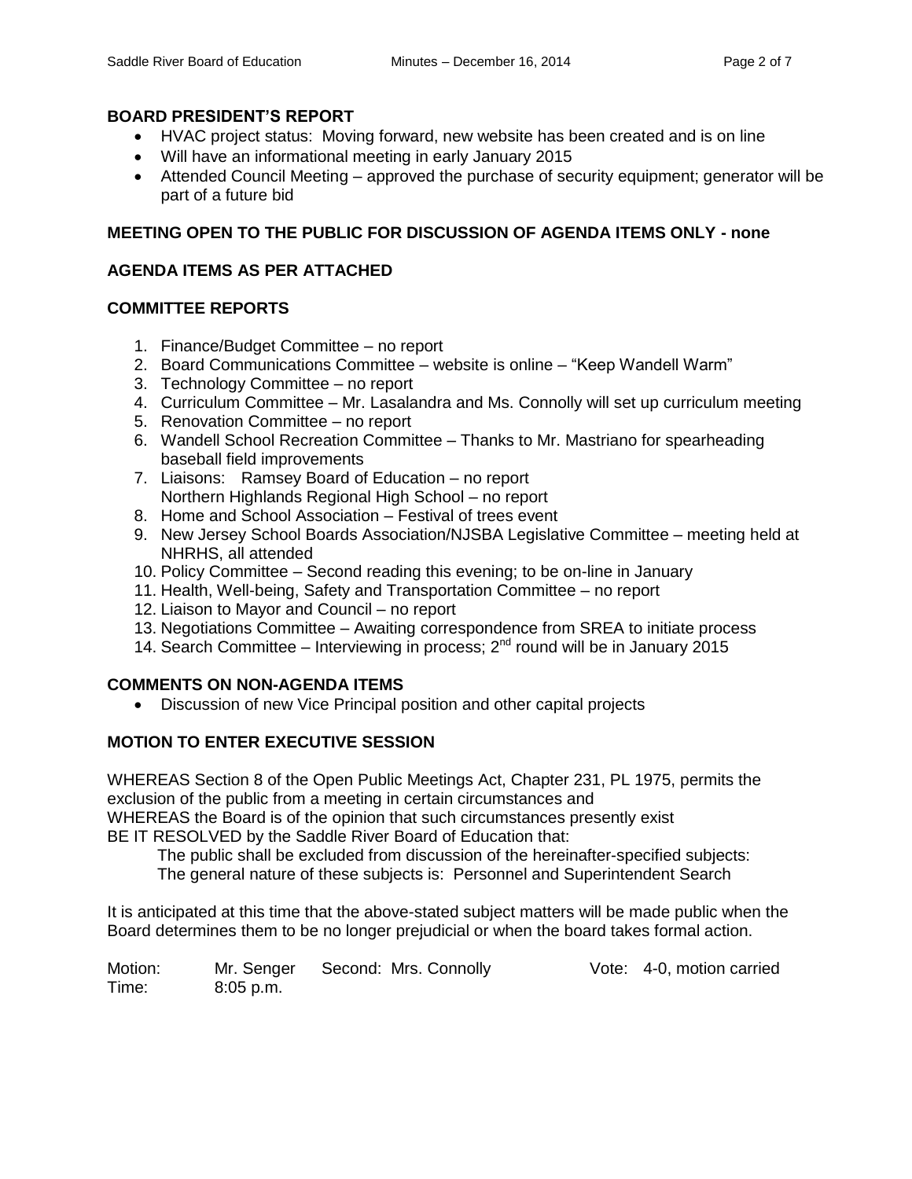## BOARD PRESIDENT'S REPORT

- HVAC project status: Moving forward, new website has been created and is on line
- Will have an informational meeting in early January 2015
- Attended Council Meeting – approved the purchase of security equipment; generator will be part of a future bid

## MEETING OPEN TO THE PUBLIC FOR DISCUSSION OF AGENDA ITEMS ONLY - none

## AGENDA ITEMS AS PER ATTACHED

## COMMITTEE REPORTS

1. Finance/Budget Committee – no report
2. Board Communications Committee – website is online – "Keep Wandell Warm"
3. Technology Committee – no report
4. Curriculum Committee – Mr. Lasalandra and Ms. Connolly will set up curriculum meeting
5. Renovation Committee – no report
6. Wandell School Recreation Committee – Thanks to Mr. Mastriano for spearheading baseball field improvements
7. Liaisons: Ramsey Board of Education – no report
   Northern Highlands Regional High School – no report
8. Home and School Association – Festival of trees event
9. New Jersey School Boards Association/NJSBA Legislative Committee – meeting held at NHRHS, all attended
10. Policy Committee – Second reading this evening; to be on-line in January
11. Health, Well-being, Safety and Transportation Committee – no report
12. Liaison to Mayor and Council – no report
13. Negotiations Committee – Awaiting correspondence from SREA to initiate process
14. Search Committee – Interviewing in process; 2nd round will be in January 2015

## COMMENTS ON NON-AGENDA ITEMS

- Discussion of new Vice Principal position and other capital projects

## MOTION TO ENTER EXECUTIVE SESSION

WHEREAS Section 8 of the Open Public Meetings Act, Chapter 231, PL 1975, permits the exclusion of the public from a meeting in certain circumstances and
WHEREAS the Board is of the opinion that such circumstances presently exist
BE IT RESOLVED by the Saddle River Board of Education that:

The public shall be excluded from discussion of the hereinafter-specified subjects:
The general nature of these subjects is: Personnel and Superintendent Search

It is anticipated at this time that the above-stated subject matters will be made public when the Board determines them to be no longer prejudicial or when the board takes formal action.

Motion: Mr. Senger Second: Mrs. Connolly Vote: 4-0, motion carried
Time: 8:05 p.m.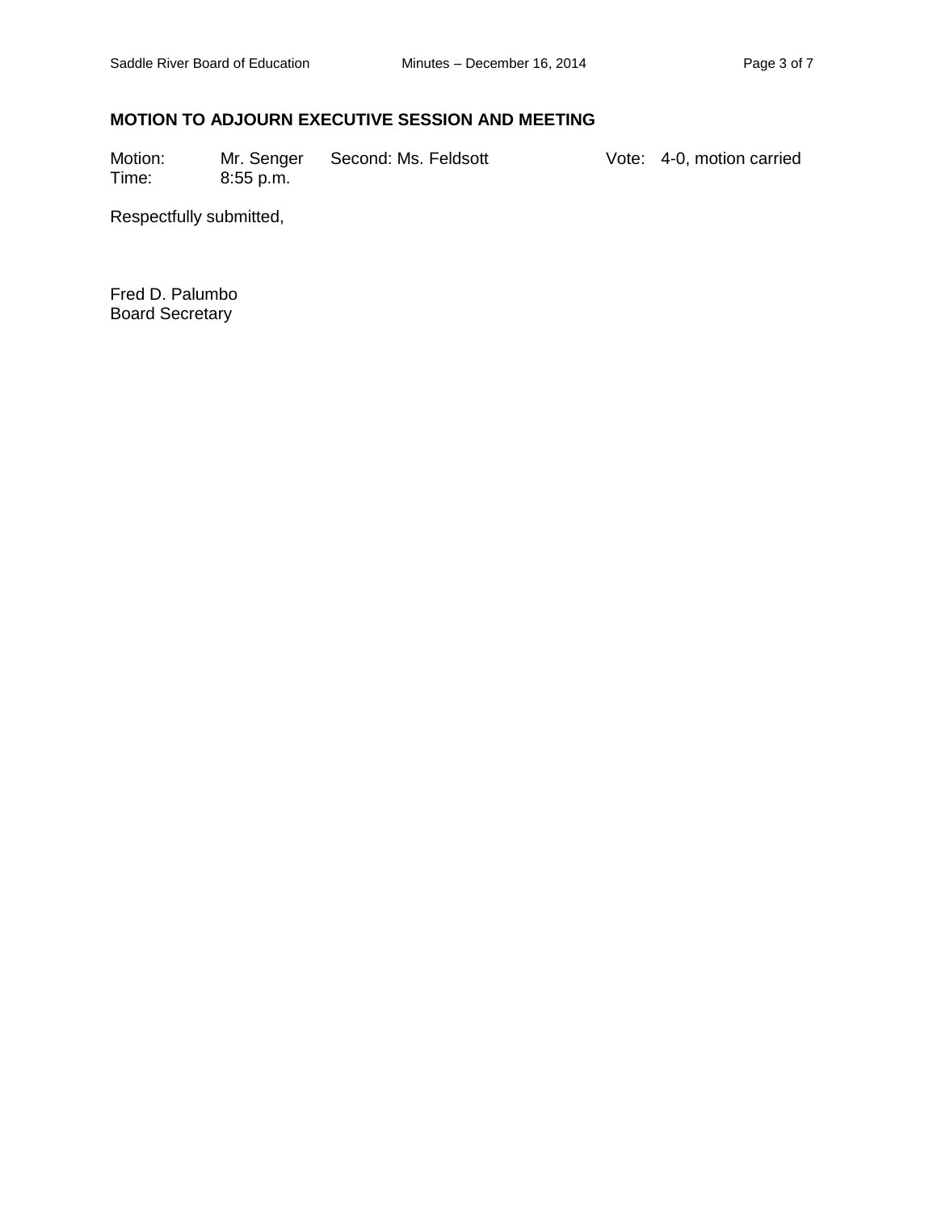### MOTION TO ADJOURN EXECUTIVE SESSION AND MEETING

Motion: Mr. Senger Second: Ms. Feldsott Vote: 4-0, motion carried
Time: 8:55 p.m.

Respectfully submitted,

Fred D. Palumbo
Board Secretary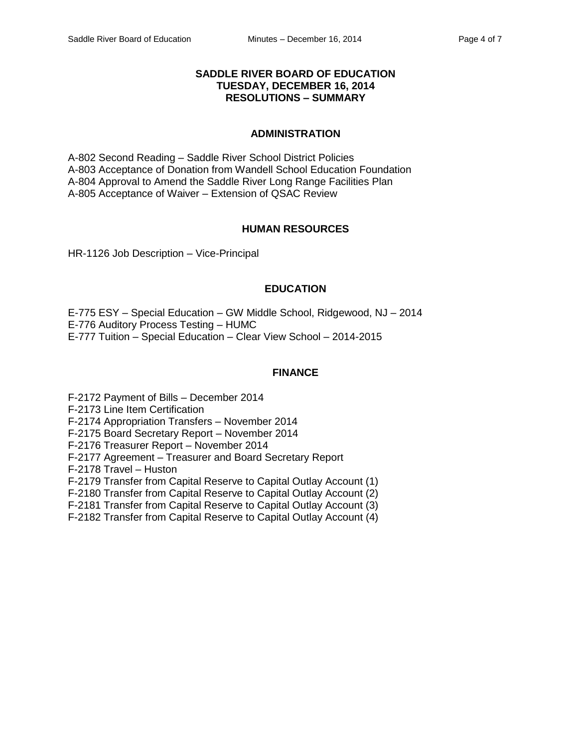# SADDLE RIVER BOARD OF EDUCATION
## TUESDAY, DECEMBER 16, 2014
## RESOLUTIONS – SUMMARY

### ADMINISTRATION

A-802 Second Reading – Saddle River School District Policies
A-803 Acceptance of Donation from Wandell School Education Foundation
A-804 Approval to Amend the Saddle River Long Range Facilities Plan
A-805 Acceptance of Waiver – Extension of QSAC Review

### HUMAN RESOURCES

HR-1126 Job Description – Vice-Principal

### EDUCATION

E-775 ESY – Special Education – GW Middle School, Ridgewood, NJ – 2014
E-776 Auditory Process Testing – HUMC
E-777 Tuition – Special Education – Clear View School – 2014-2015

### FINANCE

F-2172 Payment of Bills – December 2014
F-2173 Line Item Certification
F-2174 Appropriation Transfers – November 2014
F-2175 Board Secretary Report – November 2014
F-2176 Treasurer Report – November 2014
F-2177 Agreement – Treasurer and Board Secretary Report
F-2178 Travel – Huston
F-2179 Transfer from Capital Reserve to Capital Outlay Account (1)
F-2180 Transfer from Capital Reserve to Capital Outlay Account (2)
F-2181 Transfer from Capital Reserve to Capital Outlay Account (3)
F-2182 Transfer from Capital Reserve to Capital Outlay Account (4)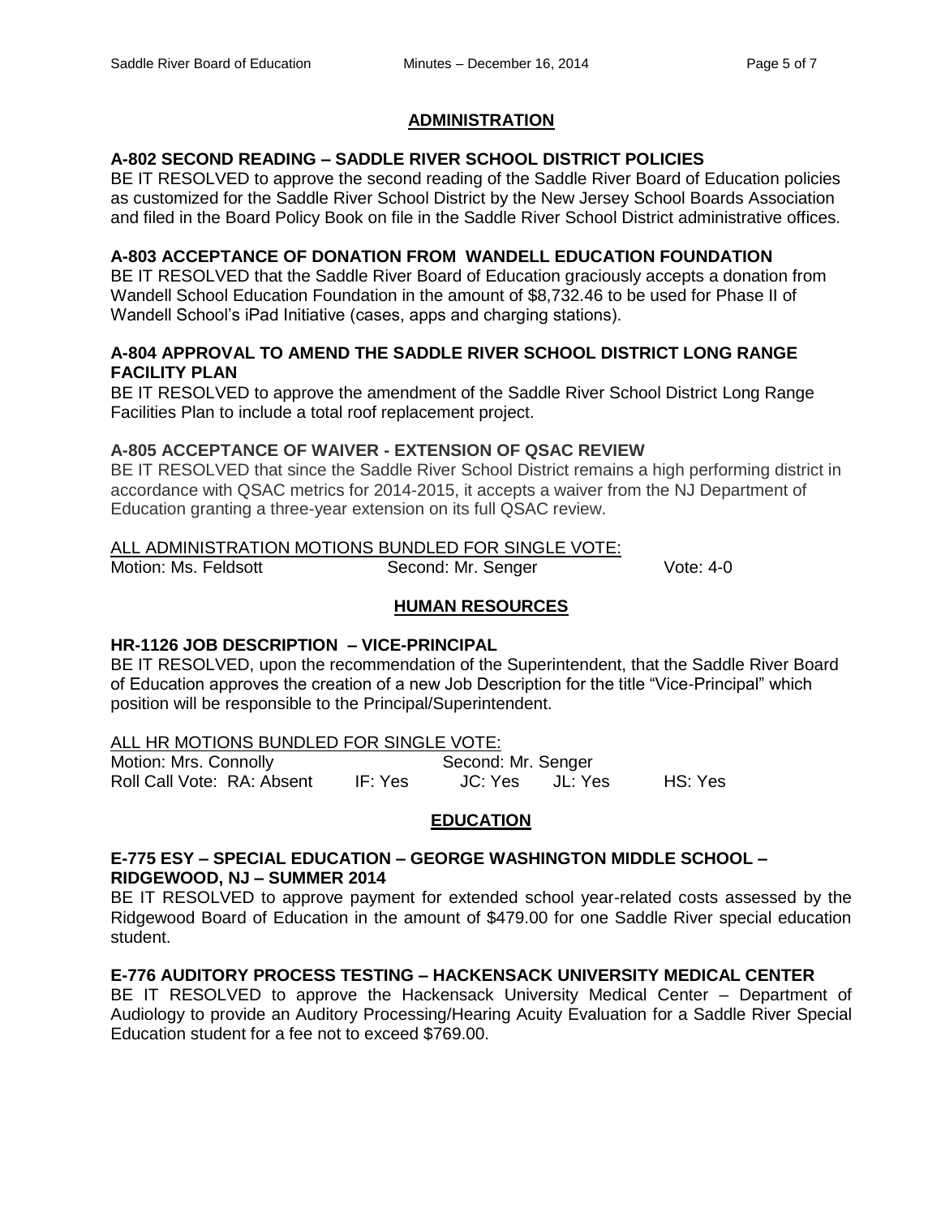## ADMINISTRATION

### A-802 SECOND READING – SADDLE RIVER SCHOOL DISTRICT POLICIES

BE IT RESOLVED to approve the second reading of the Saddle River Board of Education policies as customized for the Saddle River School District by the New Jersey School Boards Association and filed in the Board Policy Book on file in the Saddle River School District administrative offices.

### A-803 ACCEPTANCE OF DONATION FROM WANDELL EDUCATION FOUNDATION

BE IT RESOLVED that the Saddle River Board of Education graciously accepts a donation from Wandell School Education Foundation in the amount of $8,732.46 to be used for Phase II of Wandell School's iPad Initiative (cases, apps and charging stations).

### A-804 APPROVAL TO AMEND THE SADDLE RIVER SCHOOL DISTRICT LONG RANGE FACILITY PLAN

BE IT RESOLVED to approve the amendment of the Saddle River School District Long Range Facilities Plan to include a total roof replacement project.

### A-805 ACCEPTANCE OF WAIVER - EXTENSION OF QSAC REVIEW

BE IT RESOLVED that since the Saddle River School District remains a high performing district in accordance with QSAC metrics for 2014-2015, it accepts a waiver from the NJ Department of Education granting a three-year extension on its full QSAC review.

ALL ADMINISTRATION MOTIONS BUNDLED FOR SINGLE VOTE:

Motion: Ms. Feldsott    Second: Mr. Senger    Vote: 4-0

## HUMAN RESOURCES

### HR-1126 JOB DESCRIPTION – VICE-PRINCIPAL

BE IT RESOLVED, upon the recommendation of the Superintendent, that the Saddle River Board of Education approves the creation of a new Job Description for the title "Vice-Principal" which position will be responsible to the Principal/Superintendent.

ALL HR MOTIONS BUNDLED FOR SINGLE VOTE:

Motion: Mrs. Connolly    Second: Mr. Senger

Roll Call Vote: RA: Absent    IF: Yes    JC: Yes    JL: Yes    HS: Yes

## EDUCATION

### E-775 ESY – SPECIAL EDUCATION – GEORGE WASHINGTON MIDDLE SCHOOL – RIDGEWOOD, NJ – SUMMER 2014

BE IT RESOLVED to approve payment for extended school year-related costs assessed by the Ridgewood Board of Education in the amount of $479.00 for one Saddle River special education student.

### E-776 AUDITORY PROCESS TESTING – HACKENSACK UNIVERSITY MEDICAL CENTER

BE IT RESOLVED to approve the Hackensack University Medical Center – Department of Audiology to provide an Auditory Processing/Hearing Acuity Evaluation for a Saddle River Special Education student for a fee not to exceed $769.00.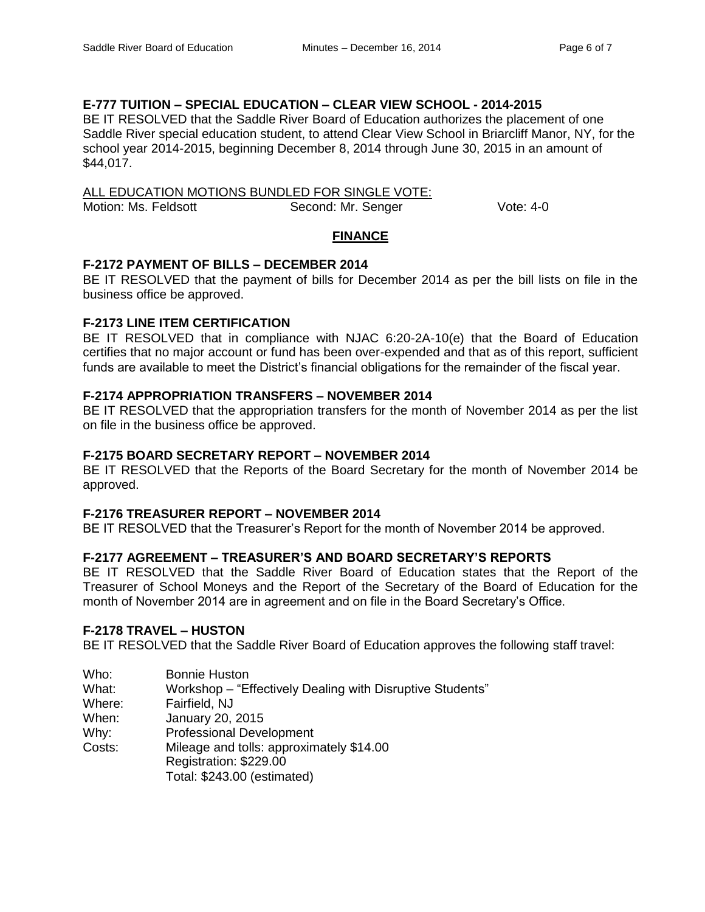### E-777 TUITION – SPECIAL EDUCATION – CLEAR VIEW SCHOOL - 2014-2015

BE IT RESOLVED that the Saddle River Board of Education authorizes the placement of one Saddle River special education student, to attend Clear View School in Briarcliff Manor, NY, for the school year 2014-2015, beginning December 8, 2014 through June 30, 2015 in an amount of $44,017.

ALL EDUCATION MOTIONS BUNDLED FOR SINGLE VOTE:
Motion: Ms. Feldsott Second: Mr. Senger Vote: 4-0

## FINANCE

### F-2172 PAYMENT OF BILLS – DECEMBER 2014

BE IT RESOLVED that the payment of bills for December 2014 as per the bill lists on file in the business office be approved.

### F-2173 LINE ITEM CERTIFICATION

BE IT RESOLVED that in compliance with NJAC 6:20-2A-10(e) that the Board of Education certifies that no major account or fund has been over-expended and that as of this report, sufficient funds are available to meet the District's financial obligations for the remainder of the fiscal year.

### F-2174 APPROPRIATION TRANSFERS – NOVEMBER 2014

BE IT RESOLVED that the appropriation transfers for the month of November 2014 as per the list on file in the business office be approved.

### F-2175 BOARD SECRETARY REPORT – NOVEMBER 2014

BE IT RESOLVED that the Reports of the Board Secretary for the month of November 2014 be approved.

### F-2176 TREASURER REPORT – NOVEMBER 2014

BE IT RESOLVED that the Treasurer's Report for the month of November 2014 be approved.

### F-2177 AGREEMENT – TREASURER'S AND BOARD SECRETARY'S REPORTS

BE IT RESOLVED that the Saddle River Board of Education states that the Report of the Treasurer of School Moneys and the Report of the Secretary of the Board of Education for the month of November 2014 are in agreement and on file in the Board Secretary's Office.

### F-2178 TRAVEL – HUSTON

BE IT RESOLVED that the Saddle River Board of Education approves the following staff travel:

Who: Bonnie Huston
What: Workshop – "Effectively Dealing with Disruptive Students"
Where: Fairfield, NJ
When: January 20, 2015
Why: Professional Development
Costs: Mileage and tolls: approximately $14.00
Registration: $229.00
Total: $243.00 (estimated)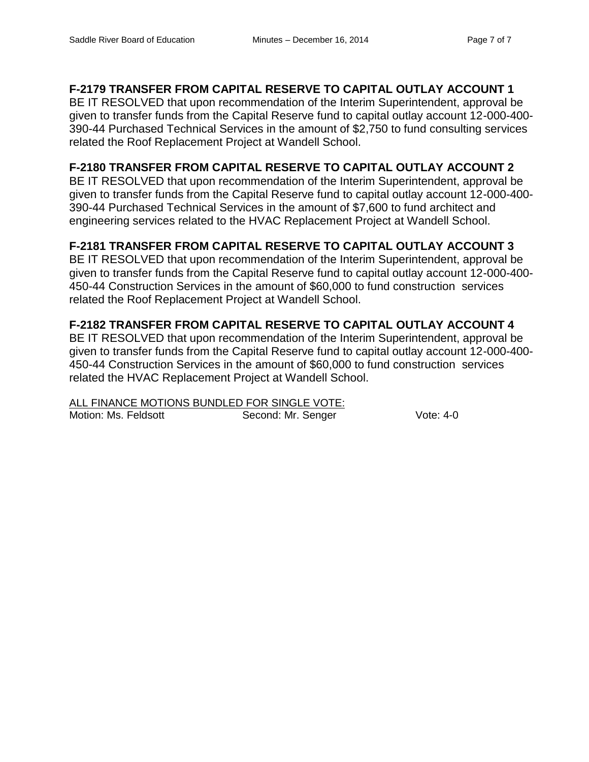**F-2179 TRANSFER FROM CAPITAL RESERVE TO CAPITAL OUTLAY ACCOUNT 1**
BE IT RESOLVED that upon recommendation of the Interim Superintendent, approval be given to transfer funds from the Capital Reserve fund to capital outlay account 12-000-400-390-44 Purchased Technical Services in the amount of $2,750 to fund consulting services related the Roof Replacement Project at Wandell School.

**F-2180 TRANSFER FROM CAPITAL RESERVE TO CAPITAL OUTLAY ACCOUNT 2**
BE IT RESOLVED that upon recommendation of the Interim Superintendent, approval be given to transfer funds from the Capital Reserve fund to capital outlay account 12-000-400-390-44 Purchased Technical Services in the amount of $7,600 to fund architect and engineering services related to the HVAC Replacement Project at Wandell School.

**F-2181 TRANSFER FROM CAPITAL RESERVE TO CAPITAL OUTLAY ACCOUNT 3**
BE IT RESOLVED that upon recommendation of the Interim Superintendent, approval be given to transfer funds from the Capital Reserve fund to capital outlay account 12-000-400-450-44 Construction Services in the amount of $60,000 to fund construction services related the Roof Replacement Project at Wandell School.

**F-2182 TRANSFER FROM CAPITAL RESERVE TO CAPITAL OUTLAY ACCOUNT 4**
BE IT RESOLVED that upon recommendation of the Interim Superintendent, approval be given to transfer funds from the Capital Reserve fund to capital outlay account 12-000-400-450-44 Construction Services in the amount of $60,000 to fund construction services related the HVAC Replacement Project at Wandell School.

ALL FINANCE MOTIONS BUNDLED FOR SINGLE VOTE:
Motion: Ms. Feldsott Second: Mr. Senger Vote: 4-0